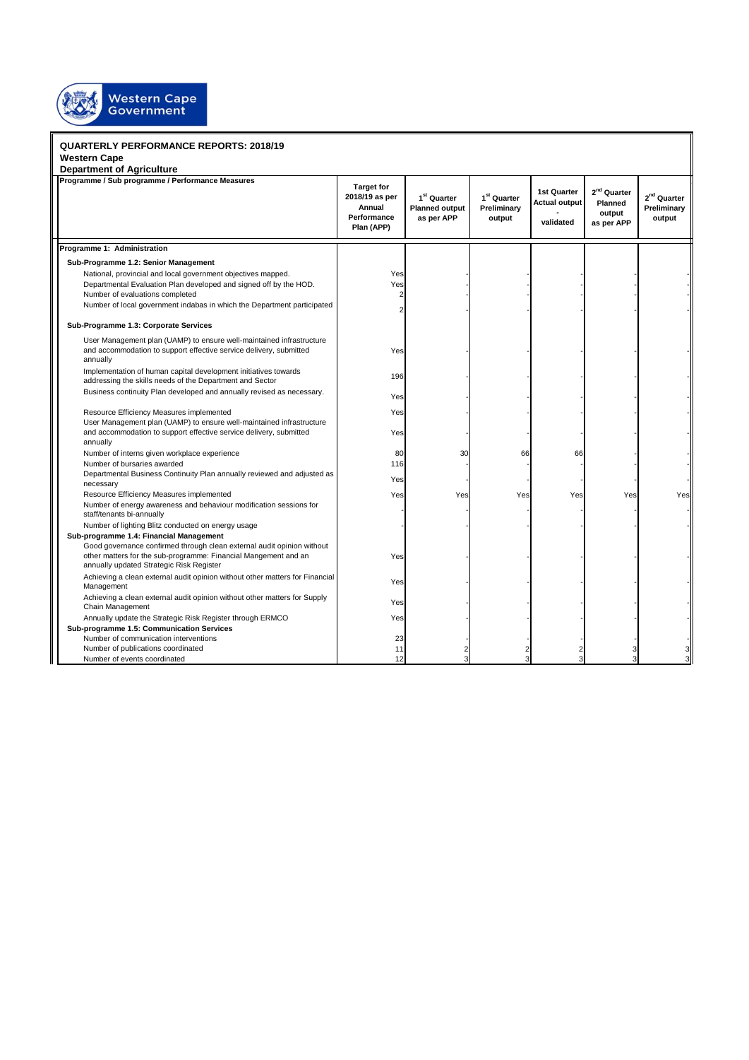Western Cape Government

**QUARTERLY PERFORMANCE REPORTS: 2018/19**
**Western Cape**
**Department of Agriculture**

| Programme / Sub programme / Performance Measures | Target for 2018/19 as per Annual Performance Plan (APP) | 1st Quarter Planned output as per APP | 1st Quarter Preliminary output | 1st Quarter Actual output - validated | 2nd Quarter Planned output as per APP | 2nd Quarter Preliminary output |
|---|---|---|---|---|---|---|
| **Programme 1: Administration** | | | | | | |
| **Sub-Programme 1.2: Senior Management** | | | | | | |
| National, provincial and local government objectives mapped. | Yes | - | - | - | - | - |
| Departmental Evaluation Plan developed and signed off by the HOD. | Yes | - | - | - | - | - |
| Number of evaluations completed | 2 | - | - | - | - | - |
| Number of local government indabas in which the Department participated | 2 | - | - | - | - | - |
| **Sub-Programme 1.3: Corporate Services** | | | | | | |
| User Management plan (UAMP) to ensure well-maintained infrastructure and accommodation to support effective service delivery, submitted annually | Yes | - | - | - | - | - |
| Implementation of human capital development initiatives towards addressing the skills needs of the Department and Sector | 196 | - | - | - | - | - |
| Business continuity Plan developed and annually revised as necessary. | Yes | - | - | - | - | - |
| Resource Efficiency Measures implemented | Yes | - | - | - | - | - |
| User Management plan (UAMP) to ensure well-maintained infrastructure and accommodation to support effective service delivery, submitted annually | Yes | - | - | - | - | - |
| Number of interns given workplace experience | 80 | 30 | 66 | 66 | - | - |
| Number of bursaries awarded | 116 | - | - | - | - | - |
| Departmental Business Continuity Plan annually reviewed and adjusted as necessary | Yes | - | - | - | - | - |
| Resource Efficiency Measures implemented | Yes | Yes | Yes | Yes | Yes | Yes |
| Number of energy awareness and behaviour modification sessions for staff/tenants bi-annually | - | - | - | - | - | - |
| Number of lighting Blitz conducted on energy usage | - | - | - | - | - | - |
| **Sub-programme 1.4: Financial Management** | | | | | | |
| Good governance confirmed through clean external audit opinion without other matters for the sub-programme: Financial Mangement and an annually updated Strategic Risk Register | Yes | - | - | - | - | - |
| Achieving a clean external audit opinion without other matters for Financial Management | Yes | - | - | - | - | - |
| Achieving a clean external audit opinion without other matters for Supply Chain Management | Yes | - | - | - | - | - |
| Annually update the Strategic Risk Register through ERMCO | Yes | - | - | - | - | - |
| **Sub-programme 1.5: Communication Services** | | | | | | |
| Number of communication interventions | 23 | - | - | - | - | - |
| Number of publications coordinated | 11 | 2 | 2 | 2 | 3 | 3 |
| Number of events coordinated | 12 | 3 | 3 | 3 | 3 | 3 |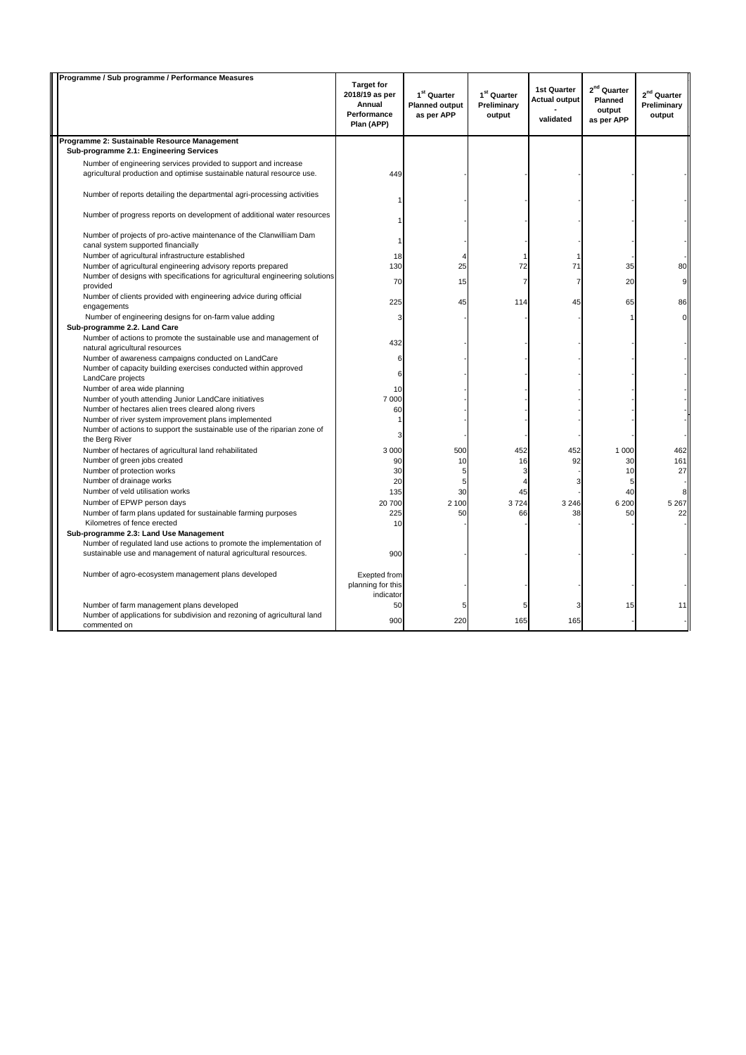| Programme / Sub programme / Performance Measures | Target for 2018/19 as per Annual Performance Plan (APP) | 1st Quarter Planned output as per APP | 1st Quarter Preliminary output | 1st Quarter Actual output - validated | 2nd Quarter Planned output as per APP | 2nd Quarter Preliminary output |
|---|---|---|---|---|---|---|
| **Programme 2: Sustainable Resource Management** | | | | | | |
| **Sub-programme 2.1: Engineering Services** | | | | | | |
| Number of engineering services provided to support and increase agricultural production and optimise sustainable natural resource use. | 449 | - | - | - | - | - |
| Number of reports detailing the departmental agri-processing activities | 1 | - | - | - | - | - |
| Number of progress reports on development of additional water resources | 1 | - | - | - | - | - |
| Number of projects of pro-active maintenance of the Clanwilliam Dam canal system supported financially | 1 | - | - | - | - | - |
| Number of agricultural infrastructure established | 18 | 4 | 1 | 1 | - | - |
| Number of agricultural engineering advisory reports prepared | 130 | 25 | 72 | 71 | 35 | 80 |
| Number of designs with specifications for agricultural engineering solutions provided | 70 | 15 | 7 | 7 | 20 | 9 |
| Number of clients provided with engineering advice during official engagements | 225 | 45 | 114 | 45 | 65 | 86 |
| Number of engineering designs for on-farm value adding | 3 | - | - | - | 1 | 0 |
| **Sub-programme 2.2. Land Care** | | | | | | |
| Number of actions to promote the sustainable use and management of natural agricultural resources | 432 | - | - | - | - | - |
| Number of awareness campaigns conducted on LandCare | 6 | - | - | - | - | - |
| Number of capacity building exercises conducted within approved LandCare projects | 6 | - | - | - | - | - |
| Number of area wide planning | 10 | - | - | - | - | - |
| Number of youth attending Junior LandCare initiatives | 7 000 | - | - | - | - | - |
| Number of hectares alien trees cleared along rivers | 60 | - | - | - | - | - |
| Number of river system improvement plans implemented | 1 | - | - | - | - | - |
| Number of actions to support the sustainable use of the riparian zone of the Berg River | 3 | - | - | - | - | - |
| Number of hectares of agricultural land rehabilitated | 3 000 | 500 | 452 | 452 | 1 000 | 462 |
| Number of green jobs created | 90 | 10 | 16 | 92 | 30 | 161 |
| Number of protection works | 30 | 5 | 3 | - | 10 | 27 |
| Number of drainage works | 20 | 5 | 4 | 3 | 5 | - |
| Number of veld utilisation works | 135 | 30 | 45 | - | 40 | 8 |
| Number of EPWP person days | 20 700 | 2 100 | 3 724 | 3 246 | 6 200 | 5 267 |
| Number of farm plans updated for sustainable farming purposes | 225 | 50 | 66 | 38 | 50 | 22 |
| Kilometres of fence erected | 10 | - | - | - | - | - |
| **Sub-programme 2.3: Land Use Management** | | | | | | |
| Number of regulated land use actions to promote the implementation of sustainable use and management of natural agricultural resources. | 900 | - | - | - | - | - |
| Number of agro-ecosystem management plans developed | Exepted from planning for this indicator | - | - | - | - | - |
| Number of farm management plans developed | 50 | 5 | 5 | 3 | 15 | 11 |
| Number of applications for subdivision and rezoning of agricultural land commented on | 900 | 220 | 165 | 165 | - | - |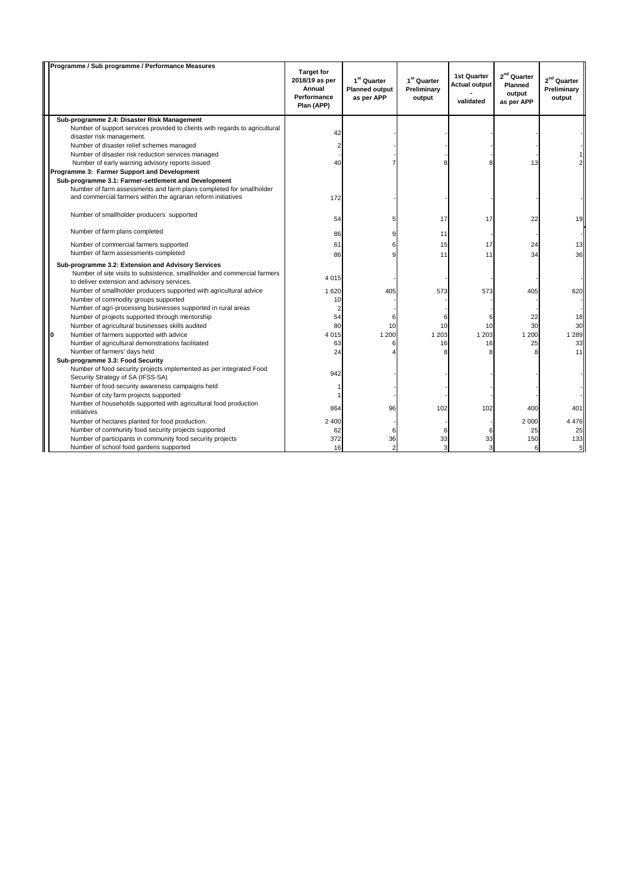| Programme / Sub programme / Performance Measures | Target for 2018/19 as per Annual Performance Plan (APP) | 1st Quarter Planned output as per APP | 1st Quarter Preliminary output | 1st Quarter Actual output - validated | 2nd Quarter Planned output as per APP | 2nd Quarter Preliminary output |
|---|---|---|---|---|---|---|
| **Sub-programme 2.4: Disaster Risk Management** | | | | | | |
| Number of support services provided to clients with regards to agricultural disaster risk management. | 42 | - | - | - | - | - |
| Number of disaster relief schemes managed | 2 | - | - | - | - | - |
| Number of disaster risk reduction services managed | - | - | - | - | - | 1 |
| Number of early warning advisory reports issued | 40 | 7 | 8 | 8 | 13 | 2 |
| **Programme 3: Farmer Support and Development** | | | | | | |
| **Sub-programme 3.1: Farmer-settlement and Development** | | | | | | |
| Number of farm assessments and farm plans completed for smallholder and commercial farmers within the agrarian reform initiatives | 172 | - | - | - | - | - |
| Number of smallholder producers supported | 54 | 5 | 17 | 17 | 22 | 19 |
| Number of farm plans completed | 86 | 9 | 11 | - | - | - |
| Number of commercial farmers supported | 61 | 6 | 15 | 17 | 24 | 13 |
| Number of farm assessments completed | 86 | 9 | 11 | 11 | 34 | 36 |
| **Sub-programme 3.2: Extension and Advisory Services** | | | | | | |
| Number of site visits to subsistence, smallholder and commercial farmers to deliver extension and advisory services. | 4 015 | - | - | - | - | - |
| Number of smallholder producers supported with agricultural advice | 1 620 | 405 | 573 | 573 | 405 | 620 |
| Number of commodity groups supported | 10 | - | - | - | - | - |
| Number of agri-processing businesses supported in rural areas | 2 | - | - | - | - | - |
| Number of projects supported through mentorship | 54 | 6 | 6 | 6 | 22 | 18 |
| Number of agricultural businesses skills audited | 80 | 10 | 10 | 10 | 30 | 30 |
| 0 Number of farmers supported with advice | 4 015 | 1 200 | 1 203 | 1 203 | 1 200 | 1 289 |
| Number of agricultural demonstrations facilitated | 63 | 6 | 16 | 16 | 25 | 33 |
| Number of farmers' days held | 24 | 4 | 8 | 8 | 8 | 11 |
| **Sub-programme 3.3: Food Security** | | | | | | |
| Number of food security projects implemented as per integrated Food Security Strategy of SA (IFSS-SA) | 942 | - | - | - | - | - |
| Number of food security awareness campaigns held | 1 | - | - | - | - | - |
| Number of city farm projects supported | 1 | - | - | - | - | - |
| Number of households supported with agricultural food production initiatives | 864 | 96 | 102 | 102 | 400 | 401 |
| Number of hectares planted for food production. | 2 400 | - | - | - | 2 000 | 4 476 |
| Number of community food security projects supported | 62 | 6 | 6 | 6 | 25 | 25 |
| Number of participants in community food security projects | 372 | 36 | 33 | 33 | 150 | 133 |
| Number of school food gardens supported | 16 | 2 | 3 | 3 | 6 | 5 |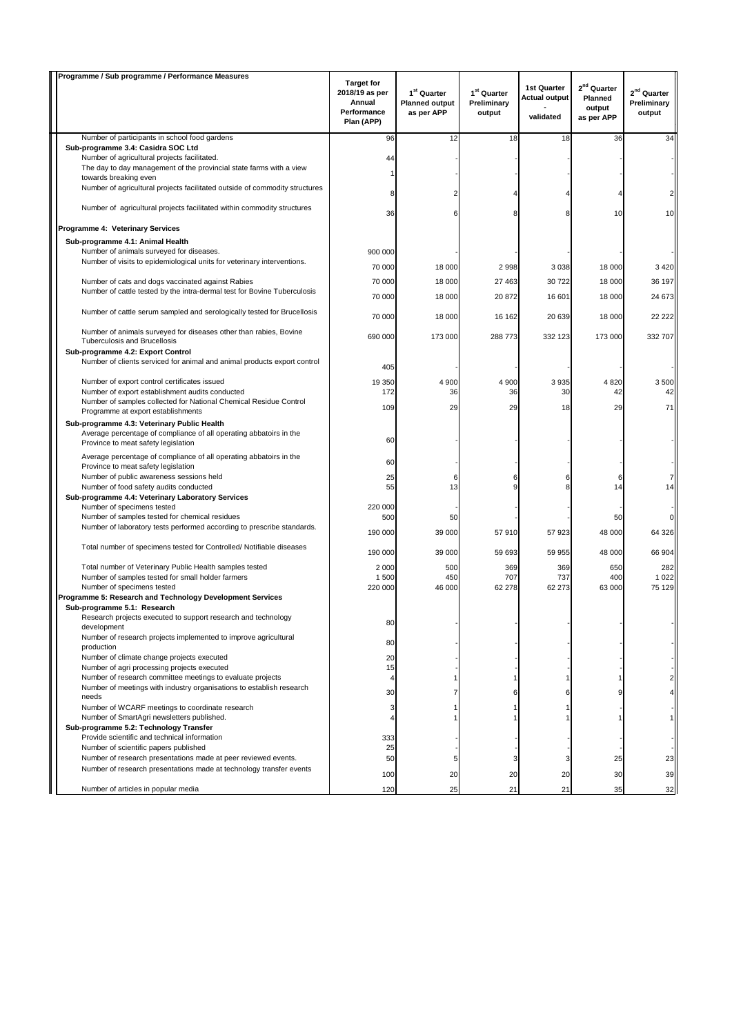| Programme / Sub programme / Performance Measures | Target for 2018/19 as per Annual Performance Plan (APP) | 1st Quarter Planned output as per APP | 1st Quarter Preliminary output | 1st Quarter Actual output - validated | 2nd Quarter Planned output as per APP | 2nd Quarter Preliminary output |
|---|---|---|---|---|---|---|
| Number of participants in school food gardens | 96 | 12 | 18 | 18 | 36 | 34 |
| **Sub-programme 3.4: Casidra SOC Ltd** | | | | | | |
| Number of agricultural projects facilitated. | 44 | | | | | |
| The day to day management of the provincial state farms with a view towards breaking even | 1 | - | - | - | - | - |
| Number of agricultural projects facilitated outside of commodity structures | 8 | 2 | 4 | 4 | 4 | 2 |
| Number of agricultural projects facilitated within commodity structures | 36 | 6 | 8 | 8 | 10 | 10 |
| **Programme 4: Veterinary Services** | | | | | | |
| **Sub-programme 4.1: Animal Health** | | | | | | |
| Number of animals surveyed for diseases. | 900 000 | - | - | - | - | - |
| Number of visits to epidemiological units for veterinary interventions. | 70 000 | 18 000 | 2 998 | 3 038 | 18 000 | 3 420 |
| Number of cats and dogs vaccinated against Rabies | 70 000 | 18 000 | 27 463 | 30 722 | 18 000 | 36 197 |
| Number of cattle tested by the intra-dermal test for Bovine Tuberculosis | 70 000 | 18 000 | 20 872 | 16 601 | 18 000 | 24 673 |
| Number of cattle serum sampled and serologically tested for Brucellosis | 70 000 | 18 000 | 16 162 | 20 639 | 18 000 | 22 222 |
| Number of animals surveyed for diseases other than rabies, Bovine Tuberculosis and Brucellosis | 690 000 | 173 000 | 288 773 | 332 123 | 173 000 | 332 707 |
| **Sub-programme 4.2: Export Control** | | | | | | |
| Number of clients serviced for animal and animal products export control | 405 | - | - | - | - | - |
| Number of export control certificates issued | 19 350 | 4 900 | 4 900 | 3 935 | 4 820 | 3 500 |
| Number of export establishment audits conducted | 172 | 36 | 36 | 30 | 42 | 42 |
| Number of samples collected for National Chemical Residue Control Programme at export establishments | 109 | 29 | 29 | 18 | 29 | 71 |
| **Sub-programme 4.3: Veterinary Public Health** | | | | | | |
| Average percentage of compliance of all operating abbatoirs in the Province to meat safety legislation | 60 | - | - | - | - | - |
| Average percentage of compliance of all operating abbatoirs in the Province to meat safety legislation | 60 | - | - | - | - | - |
| Number of public awareness sessions held | 25 | 6 | 6 | 6 | 6 | 7 |
| Number of food safety audits conducted | 55 | 13 | 9 | 8 | 14 | 14 |
| **Sub-programme 4.4: Veterinary Laboratory Services** | | | | | | |
| Number of specimens tested | 220 000 | - | - | - | - | - |
| Number of samples tested for chemical residues | 500 | 50 | - | - | 50 | 0 |
| Number of laboratory tests performed according to prescribe standards. | 190 000 | 39 000 | 57 910 | 57 923 | 48 000 | 64 326 |
| Total number of specimens tested for Controlled/ Notifiable diseases | 190 000 | 39 000 | 59 693 | 59 955 | 48 000 | 66 904 |
| Total number of Veterinary Public Health samples tested | 2 000 | 500 | 369 | 369 | 650 | 282 |
| Number of samples tested for small holder farmers | 1 500 | 450 | 707 | 737 | 400 | 1 022 |
| Number of specimens tested | 220 000 | 46 000 | 62 278 | 62 273 | 63 000 | 75 129 |
| **Programme 5: Research and Technology Development Services** | | | | | | |
| **Sub-programme 5.1: Research** | | | | | | |
| Research projects executed to support research and technology development | 80 | - | - | - | - | - |
| Number of research projects implemented to improve agricultural production | 80 | - | - | - | - | - |
| Number of climate change projects executed | 20 | - | - | - | - | - |
| Number of agri processing projects executed | 15 | - | - | - | - | - |
| Number of research committee meetings to evaluate projects | 4 | 1 | 1 | 1 | 1 | 2 |
| Number of meetings with industry organisations to establish research needs | 30 | 7 | 6 | 6 | 9 | 4 |
| Number of WCARF meetings to coordinate research | 3 | 1 | 1 | 1 | - | - |
| Number of SmartAgri newsletters published. | 4 | 1 | 1 | 1 | 1 | 1 |
| **Sub-programme 5.2: Technology Transfer** | | | | | | |
| Provide scientific and technical information | 333 | - | - | - | - | - |
| Number of scientific papers published | 25 | - | - | - | - | - |
| Number of research presentations made at peer reviewed events. | 50 | 5 | 3 | 3 | 25 | 23 |
| Number of research presentations made at technology transfer events | 100 | 20 | 20 | 20 | 30 | 39 |
| Number of articles in popular media | 120 | 25 | 21 | 21 | 35 | 32 |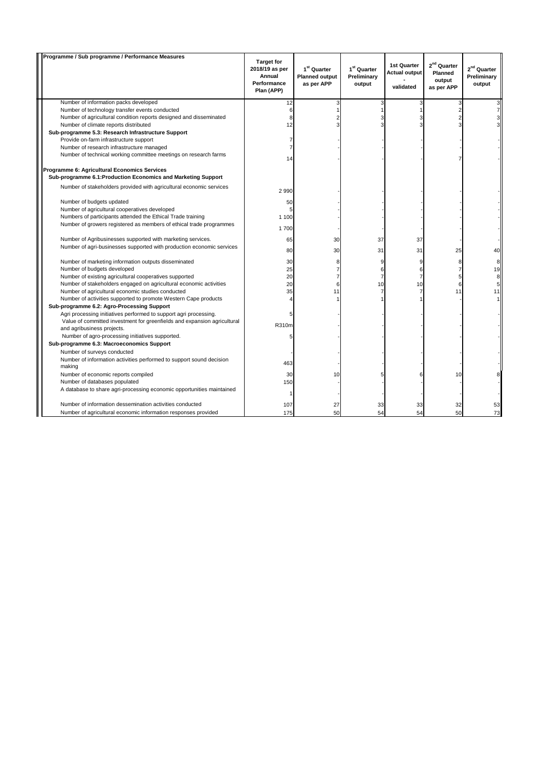| Programme / Sub programme / Performance Measures | Target for 2018/19 as per Annual Performance Plan (APP) | 1st Quarter Planned output as per APP | 1st Quarter Preliminary output | 1st Quarter Actual output - validated | 2nd Quarter Planned output as per APP | 2nd Quarter Preliminary output |
|---|---|---|---|---|---|---|
| Number of information packs developed | 12 | 3 | 3 | 3 | 3 | 3 |
| Number of technology transfer events conducted | 6 | 1 | 1 | 1 | 2 | 7 |
| Number of agricultural condition reports designed and disseminated | 8 | 2 | 3 | 3 | 2 | 3 |
| Number of climate reports distributed | 12 | 3 | 3 | 3 | 3 | 3 |
| **Sub-programme 5.3: Research Infrastructure Support** | | | | | | |
| Provide on-farm infrastructure support | 7 | - | - | - | - | - |
| Number of research infrastructure managed | 7 | - | - | - | - | - |
| Number of technical working committee meetings on research farms | 14 | - | - | - | 7 | - |
| **Programme 6: Agricultural Economics Services** | | | | | | |
| **Sub-programme 6.1:Production Economics and Marketing Support** | | | | | | |
| Number of stakeholders provided with agricultural economic services | 2 990 | - | - | - | - | - |
| Number of budgets updated | 50 | - | - | - | - | - |
| Number of agricultural cooperatives developed | 5 | - | - | - | - | - |
| Numbers of participants attended the Ethical Trade training | 1 100 | - | - | - | - | - |
| Number of growers registered as members of ethical trade programmes | 1 700 | - | - | - | - | - |
| Number of Agribusinesses supported with marketing services. | 65 | 30 | 37 | 37 | - | - |
| Number of agri-businesses supported with production economic services | 80 | 30 | 31 | 31 | 25 | 40 |
| Number of marketing information outputs disseminated | 30 | 8 | 9 | 9 | 8 | 8 |
| Number of budgets developed | 25 | 7 | 6 | 6 | 7 | 19 |
| Number of existing agricultural cooperatives supported | 20 | 7 | 7 | 7 | 5 | 8 |
| Number of stakeholders engaged on agricultural economic activities | 20 | 6 | 10 | 10 | 6 | 5 |
| Number of agricultural economic studies conducted | 35 | 11 | 7 | 7 | 11 | 11 |
| Number of activities supported to promote Western Cape products | 4 | 1 | 1 | 1 | - | 1 |
| **Sub-programme 6.2: Agro-Processing Support** | | | | | | |
| Agri processing initiatives performed to support agri processing. | 5 | - | - | - | - | - |
| Value of committed investment for greenfields and expansion agricultural and agribusiness projects. | R310m | - | - | - | - | - |
| Number of agro-processing initiatives supported. | 5 | - | - | - | - | - |
| **Sub-programme 6.3: Macroeconomics Support** | | | | | | |
| Number of surveys conducted | - | - | - | - | - | - |
| Number of information activities performed to support sound decision making | 463 | - | - | - | - | - |
| Number of economic reports compiled | 30 | 10 | 5 | 6 | 10 | 8 |
| Number of databases populated | 150 | - | - | - | - | - |
| A database to share agri-processing economic opportunities maintained | 1 | - | - | - | - | - |
| Number of information dessemination activities conducted | 107 | 27 | 33 | 33 | 32 | 53 |
| Number of agricultural economic information responses provided | 175 | 50 | 54 | 54 | 50 | 73 |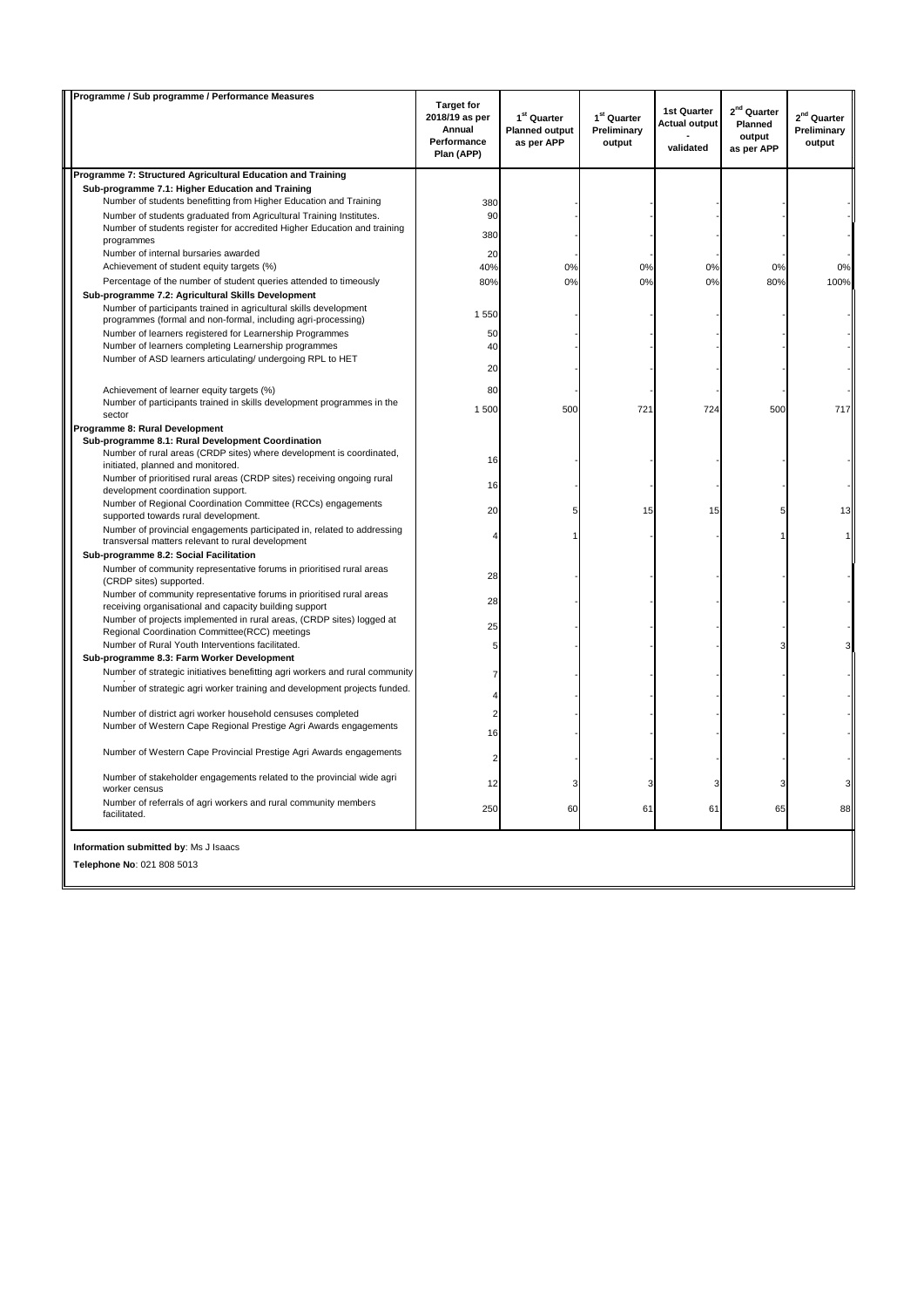| Programme / Sub programme / Performance Measures | Target for 2018/19 as per Annual Performance Plan (APP) | 1st Quarter Planned output as per APP | 1st Quarter Preliminary output | 1st Quarter Actual output - validated | 2nd Quarter Planned output as per APP | 2nd Quarter Preliminary output |
|---|---|---|---|---|---|---|
| **Programme 7: Structured Agricultural Education and Training** | | | | | | |
| **Sub-programme 7.1: Higher Education and Training** | | | | | | |
| Number of students benefitting from Higher Education and Training | 380 | - | - | - | - | - |
| Number of students graduated from Agricultural Training Institutes. | 90 | - | - | - | - | - |
| Number of students register for accredited Higher Education and training programmes | 380 | - | - | - | - | - |
| Number of internal bursaries awarded | 20 | - | - | - | - | - |
| Achievement of student equity targets (%) | 40% | 0% | 0% | 0% | 0% | 0% |
| Percentage of the number of student queries attended to timeously | 80% | 0% | 0% | 0% | 80% | 100% |
| **Sub-programme 7.2: Agricultural Skills Development** | | | | | | |
| Number of participants trained in agricultural skills development programmes (formal and non-formal, including agri-processing) | 1 550 | - | - | - | - | - |
| Number of learners registered for Learnership Programmes | 50 | - | - | - | - | - |
| Number of learners completing Learnership programmes | 40 | - | - | - | - | - |
| Number of ASD learners articulating/ undergoing RPL to HET | 20 | - | - | - | - | - |
| Achievement of learner equity targets (%) | 80 | - | - | - | - | - |
| Number of participants trained in skills development programmes in the sector | 1 500 | 500 | 721 | 724 | 500 | 717 |
| **Programme 8: Rural Development** | | | | | | |
| **Sub-programme 8.1: Rural Development Coordination** | | | | | | |
| Number of rural areas (CRDP sites) where development is coordinated, initiated, planned and monitored. | 16 | - | - | - | - | - |
| Number of prioritised rural areas (CRDP sites) receiving ongoing rural development coordination support. | 16 | - | - | - | - | - |
| Number of Regional Coordination Committee (RCCs) engagements supported towards rural development. | 20 | 5 | 15 | 15 | 5 | 13 |
| Number of provincial engagements participated in, related to addressing transversal matters relevant to rural development | 4 | 1 | - | - | 1 | 1 |
| **Sub-programme 8.2: Social Facilitation** | | | | | | |
| Number of community representative forums in prioritised rural areas (CRDP sites) supported. | 28 | - | - | - | - | - |
| Number of community representative forums in prioritised rural areas receiving organisational and capacity building support | 28 | - | - | - | - | - |
| Number of projects implemented in rural areas, (CRDP sites) logged at Regional Coordination Committee(RCC) meetings | 25 | - | - | - | - | - |
| Number of Rural Youth Interventions facilitated. | 5 | - | - | - | 3 | 3 |
| **Sub-programme 8.3: Farm Worker Development** | | | | | | |
| Number of strategic initiatives benefitting agri workers and rural community | 7 | - | - | - | - | - |
| Number of strategic agri worker training and development projects funded. | 4 | - | - | - | - | - |
| Number of district agri worker household censuses completed | 2 | - | - | - | - | - |
| Number of Western Cape Regional Prestige Agri Awards engagements | 16 | - | - | - | - | - |
| Number of Western Cape Provincial Prestige Agri Awards engagements | 2 | - | - | - | - | - |
| Number of stakeholder engagements related to the provincial wide agri worker census | 12 | 3 | 3 | 3 | 3 | 3 |
| Number of referrals of agri workers and rural community members facilitated. | 250 | 60 | 61 | 61 | 65 | 88 |

**Information submitted by**: Ms J Isaacs

**Telephone No**: 021 808 5013